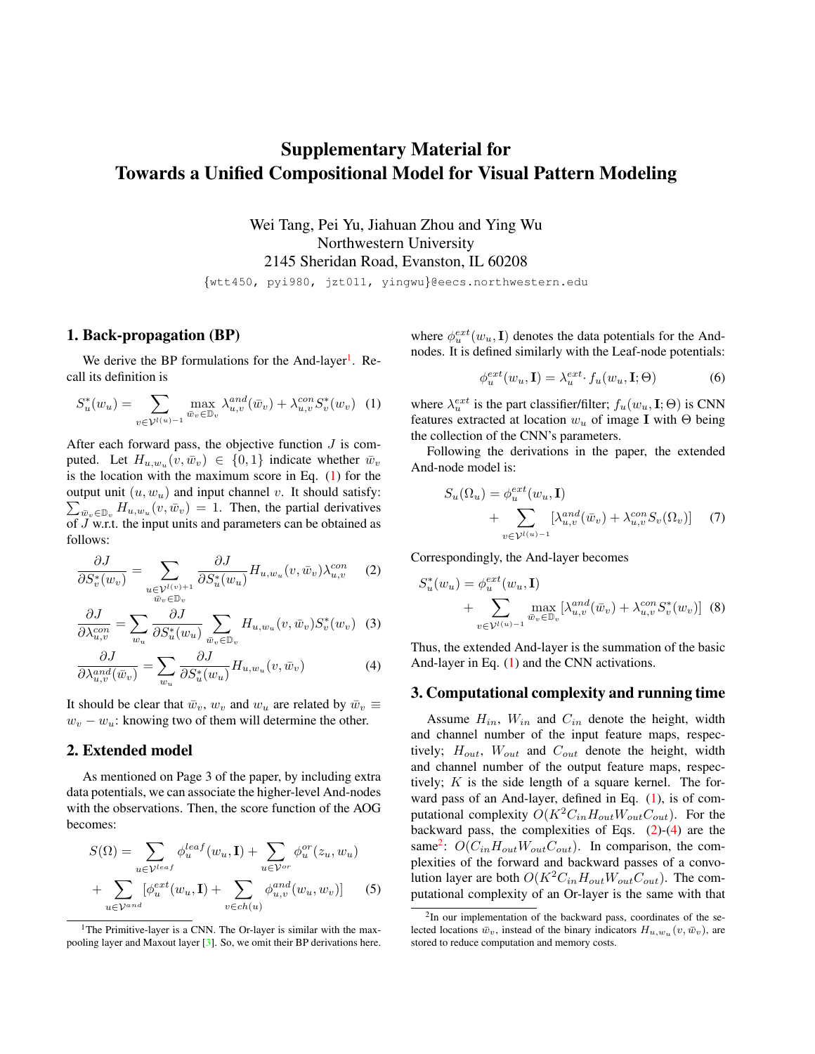# Supplementary Material for Towards a Unified Compositional Model for Visual Pattern Modeling

Wei Tang, Pei Yu, Jiahuan Zhou and Ying Wu
Northwestern University
2145 Sheridan Road, Evanston, IL 60208

{wtt450, pyi980, jzt011, yingwu}@eecs.northwestern.edu

## 1. Back-propagation (BP)

We derive the BP formulations for the And-layer[1]. Recall its definition is

$$S_u^*(w_u) = \sum_{v \in \mathcal{V}^{l(u)-1}} \max_{\bar{w}_v \in \mathbb{D}_v} \lambda_{u,v}^{and}(\bar{w}_v) + \lambda_{u,v}^{con} S_v^*(w_v) \quad (1)$$

After each forward pass, the objective function $J$ is computed. Let $H_{u,w_u}(v, \bar{w}_v) \in \{0, 1\}$ indicate whether $\bar{w}_v$ is the location with the maximum score in Eq. (1) for the output unit $(u, w_u)$ and input channel $v$. It should satisfy: $\sum_{\bar{w}_v \in \mathbb{D}_v} H_{u,w_u}(v, \bar{w}_v) = 1$. Then, the partial derivatives of $J$ w.r.t. the input units and parameters can be obtained as follows:

$$\frac{\partial J}{\partial S_v^*(w_v)} = \sum_{\substack{u \in \mathcal{V}^{l(v)+1} \\ \bar{w}_v \in \mathbb{D}_v}} \frac{\partial J}{\partial S_u^*(w_u)} H_{u,w_u}(v, \bar{w}_v) \lambda_{u,v}^{con} \quad (2)$$

$$\frac{\partial J}{\partial \lambda_{u,v}^{con}} = \sum_{w_u} \frac{\partial J}{\partial S_u^*(w_u)} \sum_{\bar{w}_v \in \mathbb{D}_v} H_{u,w_u}(v, \bar{w}_v) S_v^*(w_v) \quad (3)$$

$$\frac{\partial J}{\partial \lambda_{u,v}^{and}(\bar{w}_v)} = \sum_{w_u} \frac{\partial J}{\partial S_u^*(w_u)} H_{u,w_u}(v, \bar{w}_v) \quad (4)$$

It should be clear that $\bar{w}_v$, $w_v$ and $w_u$ are related by $\bar{w}_v \equiv w_v - w_u$: knowing two of them will determine the other.

## 2. Extended model

As mentioned on Page 3 of the paper, by including extra data potentials, we can associate the higher-level And-nodes with the observations. Then, the score function of the AOG becomes:

$$S(\Omega) = \sum_{u \in \mathcal{V}^{leaf}} \phi_u^{leaf}(w_u, \mathbf{I}) + \sum_{u \in \mathcal{V}^{or}} \phi_u^{or}(z_u, w_u) + \sum_{u \in \mathcal{V}^{and}} [\phi_u^{ext}(w_u, \mathbf{I}) + \sum_{v \in ch(u)} \phi_{u,v}^{and}(w_u, w_v)] \quad (5)$$

where $\phi_u^{ext}(w_u, \mathbf{I})$ denotes the data potentials for the And-nodes. It is defined similarly with the Leaf-node potentials:

$$\phi_u^{ext}(w_u, \mathbf{I}) = \lambda_u^{ext} \cdot f_u(w_u, \mathbf{I}; \Theta) \quad (6)$$

where $\lambda_u^{ext}$ is the part classifier/filter; $f_u(w_u, \mathbf{I}; \Theta)$ is CNN features extracted at location $w_u$ of image $\mathbf{I}$ with $\Theta$ being the collection of the CNN's parameters.

Following the derivations in the paper, the extended And-node model is:

$$S_u(\Omega_u) = \phi_u^{ext}(w_u, \mathbf{I}) + \sum_{v \in \mathcal{V}^{l(u)-1}} [\lambda_{u,v}^{and}(\bar{w}_v) + \lambda_{u,v}^{con} S_v(\Omega_v)] \quad (7)$$

Correspondingly, the And-layer becomes

$$S_u^*(w_u) = \phi_u^{ext}(w_u, \mathbf{I}) + \sum_{v \in \mathcal{V}^{l(u)-1}} \max_{\bar{w}_v \in \mathbb{D}_v} [\lambda_{u,v}^{and}(\bar{w}_v) + \lambda_{u,v}^{con} S_v^*(w_v)] \quad (8)$$

Thus, the extended And-layer is the summation of the basic And-layer in Eq. (1) and the CNN activations.

## 3. Computational complexity and running time

Assume $H_{in}$, $W_{in}$ and $C_{in}$ denote the height, width and channel number of the input feature maps, respectively; $H_{out}$, $W_{out}$ and $C_{out}$ denote the height, width and channel number of the output feature maps, respectively; $K$ is the side length of a square kernel. The forward pass of an And-layer, defined in Eq. (1), is of computational complexity $O(K^2 C_{in} H_{out} W_{out} C_{out})$. For the backward pass, the complexities of Eqs. (2)-(4) are the same[2]: $O(C_{in} H_{out} W_{out} C_{out})$. In comparison, the complexities of the forward and backward passes of a convolution layer are both $O(K^2 C_{in} H_{out} W_{out} C_{out})$. The computational complexity of an Or-layer is the same with that

---

[1] The Primitive-layer is a CNN. The Or-layer is similar with the max-pooling layer and Maxout layer [3]. So, we omit their BP derivations here.

[2] In our implementation of the backward pass, coordinates of the selected locations $\bar{w}_v$, instead of the binary indicators $H_{u,w_u}(v, \bar{w}_v)$, are stored to reduce computation and memory costs.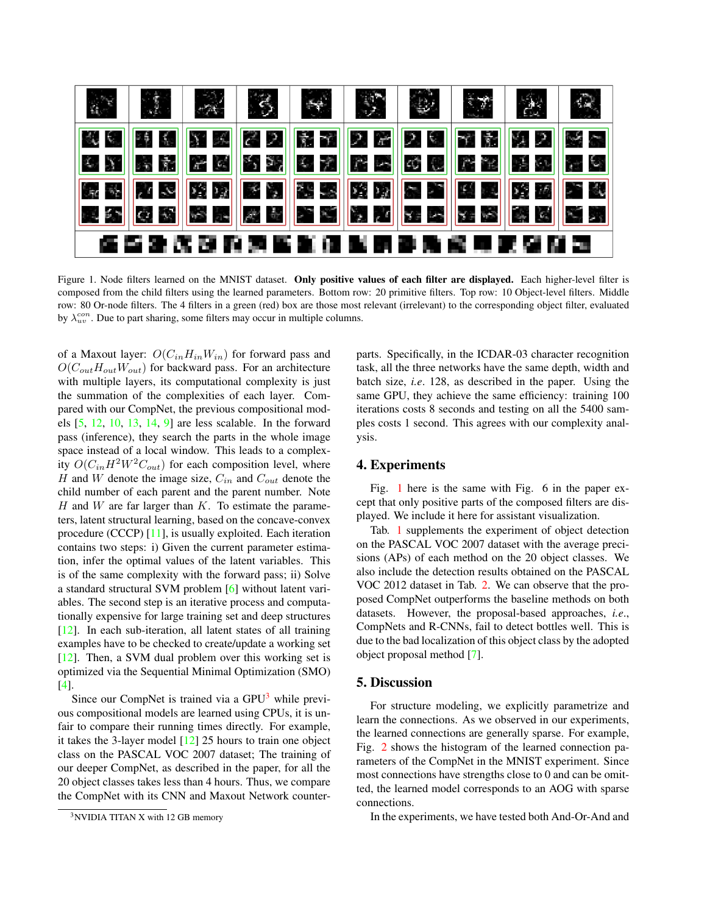Figure 1. Node filters learned on the MNIST dataset. **Only positive values of each filter are displayed.** Each higher-level filter is composed from the child filters using the learned parameters. Bottom row: 20 primitive filters. Top row: 10 Object-level filters. Middle row: 80 Or-node filters. The 4 filters in a green (red) box are those most relevant (irrelevant) to the corresponding object filter, evaluated by $\lambda_{uv}^{con}$. Due to part sharing, some filters may occur in multiple columns.

of a Maxout layer: $O(C_{in}H_{in}W_{in})$ for forward pass and $O(C_{out}H_{out}W_{out})$ for backward pass. For an architecture with multiple layers, its computational complexity is just the summation of the complexities of each layer. Compared with our CompNet, the previous compositional models [5, 12, 10, 13, 14, 9] are less scalable. In the forward pass (inference), they search the parts in the whole image space instead of a local window. This leads to a complexity $O(C_{in}H^2W^2C_{out})$ for each composition level, where $H$ and $W$ denote the image size, $C_{in}$ and $C_{out}$ denote the child number of each parent and the parent number. Note $H$ and $W$ are far larger than $K$. To estimate the parameters, latent structural learning, based on the concave-convex procedure (CCCP) [11], is usually exploited. Each iteration contains two steps: i) Given the current parameter estimation, infer the optimal values of the latent variables. This is of the same complexity with the forward pass; ii) Solve a standard structural SVM problem [6] without latent variables. The second step is an iterative process and computationally expensive for large training set and deep structures [12]. In each sub-iteration, all latent states of all training examples have to be checked to create/update a working set [12]. Then, a SVM dual problem over this working set is optimized via the Sequential Minimal Optimization (SMO) [4].

Since our CompNet is trained via a GPU[3] while previous compositional models are learned using CPUs, it is unfair to compare their running times directly. For example, it takes the 3-layer model [12] 25 hours to train one object class on the PASCAL VOC 2007 dataset; The training of our deeper CompNet, as described in the paper, for all the 20 object classes takes less than 4 hours. Thus, we compare the CompNet with its CNN and Maxout Network counterparts. Specifically, in the ICDAR-03 character recognition task, all the three networks have the same depth, width and batch size, *i.e*. 128, as described in the paper. Using the same GPU, they achieve the same efficiency: training 100 iterations costs 8 seconds and testing on all the 5400 samples costs 1 second. This agrees with our complexity analysis.

[3] NVIDIA TITAN X with 12 GB memory

## 4. Experiments

Fig. 1 here is the same with Fig. 6 in the paper except that only positive parts of the composed filters are displayed. We include it here for assistant visualization.

Tab. 1 supplements the experiment of object detection on the PASCAL VOC 2007 dataset with the average precisions (APs) of each method on the 20 object classes. We also include the detection results obtained on the PASCAL VOC 2012 dataset in Tab. 2. We can observe that the proposed CompNet outperforms the baseline methods on both datasets. However, the proposal-based approaches, *i.e*., CompNets and R-CNNs, fail to detect bottles well. This is due to the bad localization of this object class by the adopted object proposal method [7].

## 5. Discussion

For structure modeling, we explicitly parametrize and learn the connections. As we observed in our experiments, the learned connections are generally sparse. For example, Fig. 2 shows the histogram of the learned connection parameters of the CompNet in the MNIST experiment. Since most connections have strengths close to 0 and can be omitted, the learned model corresponds to an AOG with sparse connections.

In the experiments, we have tested both And-Or-And and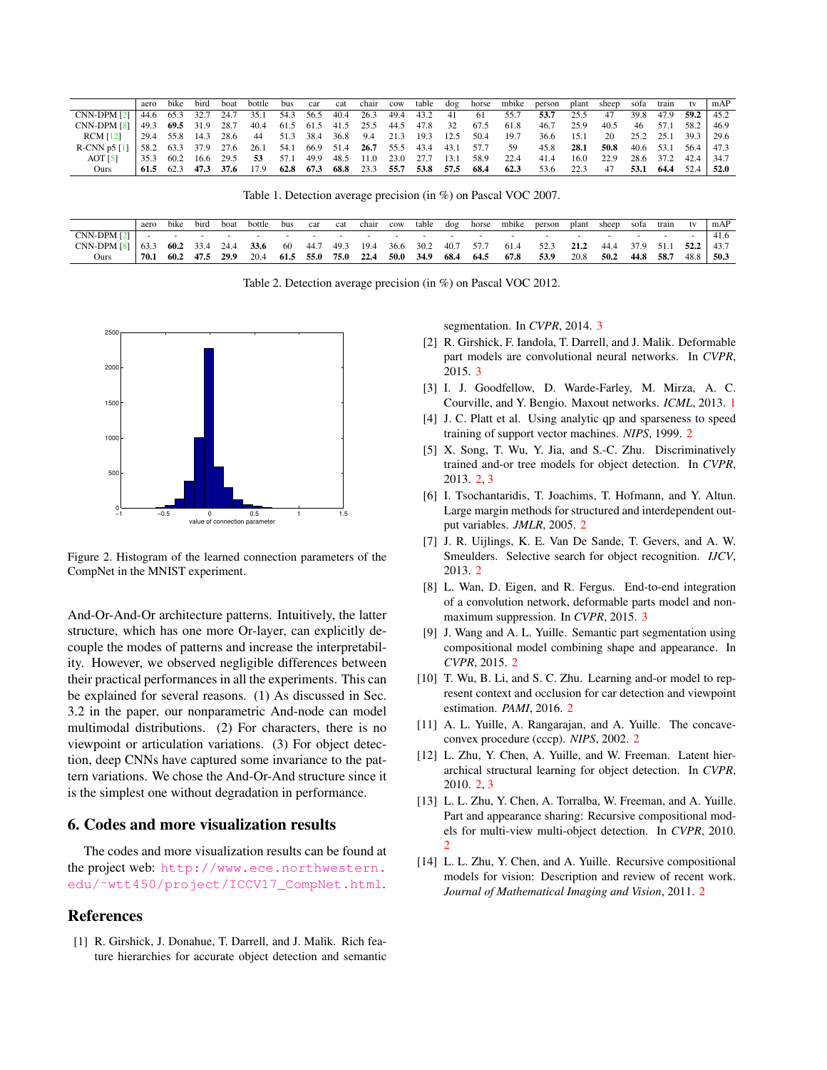| | aero | bike | bird | boat | bottle | bus | car | cat | chair | cow | table | dog | horse | mbike | person | plant | sheep | sofa | train | tv | mAP |
|---|---|---|---|---|---|---|---|---|---|---|---|---|---|---|---|---|---|---|---|---|---|
| CNN-DPM [2] | 44.6 | 65.3 | 32.7 | 24.7 | 35.1 | 54.3 | 56.5 | 40.4 | 26.3 | 49.4 | 43.2 | 41 | 61 | 55.7 | **53.7** | 25.5 | 47 | 39.8 | 47.9 | **59.2** | 45.2 |
| CNN-DPM [8] | 49.3 | **69.5** | 31.9 | 28.7 | 40.4 | 61.5 | 61.5 | 41.5 | 25.5 | 44.5 | 47.8 | 32 | 67.5 | 61.8 | 46.7 | 25.9 | 40.5 | 46 | 57.1 | 58.2 | 46.9 |
| RCM [12] | 29.4 | 55.8 | 14.3 | 28.6 | 44 | 51.3 | 38.4 | 36.8 | 9.4 | 21.3 | 19.3 | 12.5 | 50.4 | 19.7 | 36.6 | 15.1 | 20 | 25.2 | 25.1 | 39.3 | 29.6 |
| R-CNN p5 [1] | 58.2 | 63.3 | 37.9 | 27.6 | 26.1 | 54.1 | 66.9 | 51.4 | **26.7** | 55.5 | 43.4 | 43.1 | 57.7 | 59 | 45.8 | **28.1** | **50.8** | 40.6 | 53.1 | 56.4 | 47.3 |
| AOT [5] | 35.3 | 60.2 | 16.6 | 29.5 | **53** | 57.1 | 49.9 | 48.5 | 11.0 | 23.0 | 27.7 | 13.1 | 58.9 | 22.4 | 41.4 | 16.0 | 22.9 | 28.6 | 37.2 | 42.4 | 34.7 |
| Ours | **61.5** | 62.3 | **47.3** | **37.6** | 17.9 | **62.8** | **67.3** | **68.8** | 23.3 | **55.7** | **53.8** | **57.5** | **68.4** | **62.3** | 53.6 | 22.3 | 47 | **53.1** | **64.4** | 52.4 | **52.0** |

Table 1. Detection average precision (in %) on Pascal VOC 2007.

| | aero | bike | bird | boat | bottle | bus | car | cat | chair | cow | table | dog | horse | mbike | person | plant | sheep | sofa | train | tv | mAP |
|---|---|---|---|---|---|---|---|---|---|---|---|---|---|---|---|---|---|---|---|---|---|
| CNN-DPM [2] | - | - | - | - | - | - | - | - | - | - | - | - | - | - | - | - | - | - | - | - | 41.6 |
| CNN-DPM [8] | 63.3 | **60.2** | 33.4 | 24.4 | **33.6** | 60 | 44.7 | 49.3 | 19.4 | 36.6 | 30.2 | 40.7 | 57.7 | 61.4 | 52.3 | **21.2** | 44.4 | 37.9 | 51.1 | **52.2** | 43.7 |
| Ours | **70.1** | **60.2** | **47.5** | **29.9** | 20.4 | **61.5** | **55.0** | **75.0** | **22.4** | **50.0** | **34.9** | **68.4** | **64.5** | **67.8** | **53.9** | 20.8 | **50.2** | **44.8** | **58.7** | 48.8 | **50.3** |

Table 2. Detection average precision (in %) on Pascal VOC 2012.

2500
2000
1500
1000
500
0
−1
−0.5
0
0.5
1
1.5
value of connection parameter

Figure 2. Histogram of the learned connection parameters of the CompNet in the MNIST experiment.

And-Or-And-Or architecture patterns. Intuitively, the latter structure, which has one more Or-layer, can explicitly decouple the modes of patterns and increase the interpretability. However, we observed negligible differences between their practical performances in all the experiments. This can be explained for several reasons. (1) As discussed in Sec. 3.2 in the paper, our nonparametric And-node can model multimodal distributions. (2) For characters, there is no viewpoint or articulation variations. (3) For object detection, deep CNNs have captured some invariance to the pattern variations. We chose the And-Or-And structure since it is the simplest one without degradation in performance.

## 6. Codes and more visualization results

The codes and more visualization results can be found at the project web: http://www.ece.northwestern.edu/~wtt450/project/ICCV17_CompNet.html.

## References

[1] R. Girshick, J. Donahue, T. Darrell, and J. Malik. Rich feature hierarchies for accurate object detection and semantic segmentation. In *CVPR*, 2014. 3

[2] R. Girshick, F. Iandola, T. Darrell, and J. Malik. Deformable part models are convolutional neural networks. In *CVPR*, 2015. 3

[3] I. J. Goodfellow, D. Warde-Farley, M. Mirza, A. C. Courville, and Y. Bengio. Maxout networks. *ICML*, 2013. 1

[4] J. C. Platt et al. Using analytic qp and sparseness to speed training of support vector machines. *NIPS*, 1999. 2

[5] X. Song, T. Wu, Y. Jia, and S.-C. Zhu. Discriminatively trained and-or tree models for object detection. In *CVPR*, 2013. 2, 3

[6] I. Tsochantaridis, T. Joachims, T. Hofmann, and Y. Altun. Large margin methods for structured and interdependent output variables. *JMLR*, 2005. 2

[7] J. R. Uijlings, K. E. Van De Sande, T. Gevers, and A. W. Smeulders. Selective search for object recognition. *IJCV*, 2013. 2

[8] L. Wan, D. Eigen, and R. Fergus. End-to-end integration of a convolution network, deformable parts model and non-maximum suppression. In *CVPR*, 2015. 3

[9] J. Wang and A. L. Yuille. Semantic part segmentation using compositional model combining shape and appearance. In *CVPR*, 2015. 2

[10] T. Wu, B. Li, and S. C. Zhu. Learning and-or model to represent context and occlusion for car detection and viewpoint estimation. *PAMI*, 2016. 2

[11] A. L. Yuille, A. Rangarajan, and A. Yuille. The concave-convex procedure (cccp). *NIPS*, 2002. 2

[12] L. Zhu, Y. Chen, A. Yuille, and W. Freeman. Latent hierarchical structural learning for object detection. In *CVPR*, 2010. 2, 3

[13] L. L. Zhu, Y. Chen, A. Torralba, W. Freeman, and A. Yuille. Part and appearance sharing: Recursive compositional models for multi-view multi-object detection. In *CVPR*, 2010. 2

[14] L. L. Zhu, Y. Chen, and A. Yuille. Recursive compositional models for vision: Description and review of recent work. *Journal of Mathematical Imaging and Vision*, 2011. 2